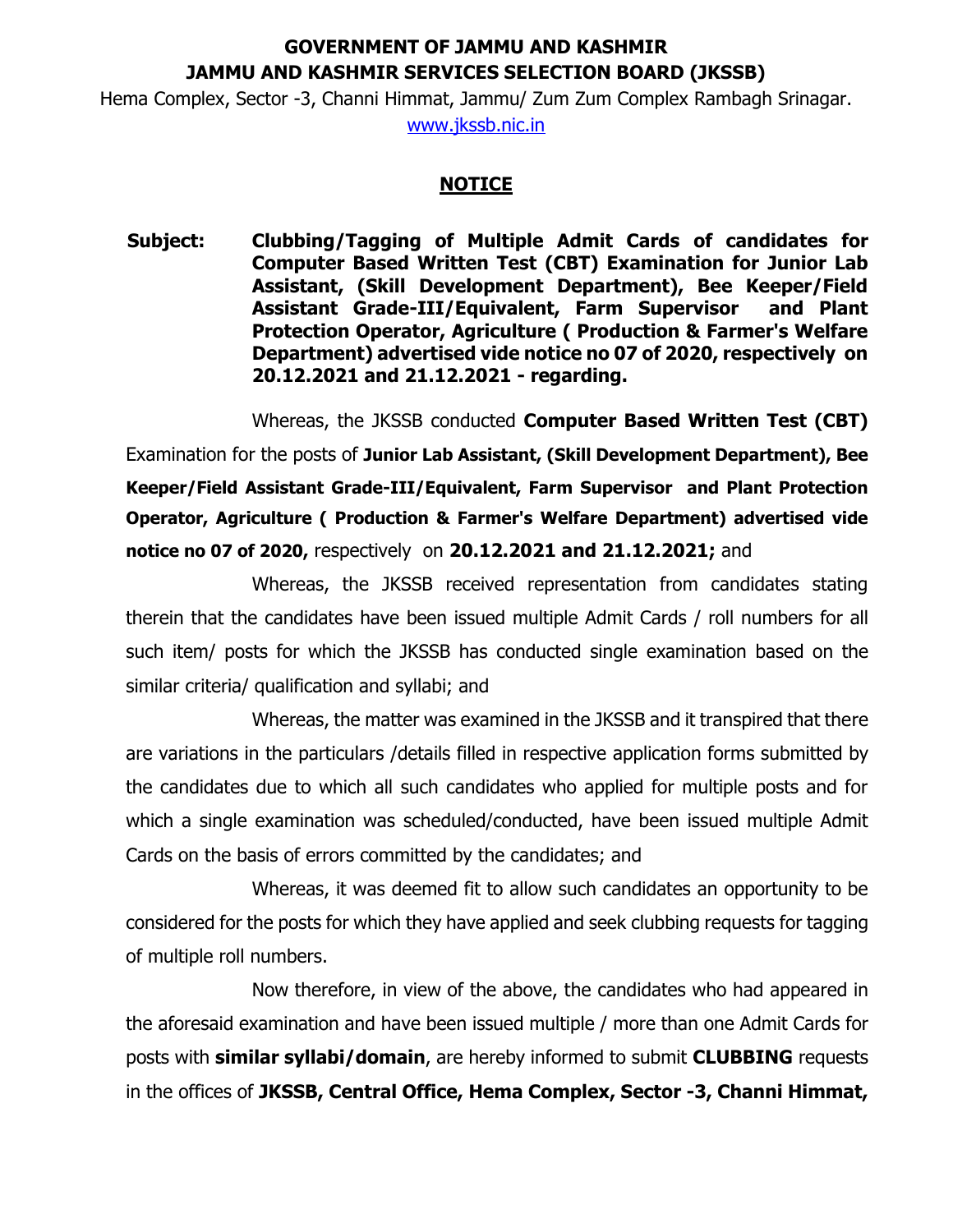**GOVERNMENT OF JAMMU AND KASHMIR**
**JAMMU AND KASHMIR SERVICES SELECTION BOARD (JKSSB)**

Hema Complex, Sector -3, Channi Himmat, Jammu/ Zum Zum Complex Rambagh Srinagar.
www.jkssb.nic.in

## NOTICE

**Subject:** **Clubbing/Tagging of Multiple Admit Cards of candidates for Computer Based Written Test (CBT) Examination for Junior Lab Assistant, (Skill Development Department), Bee Keeper/Field Assistant Grade-III/Equivalent, Farm Supervisor and Plant Protection Operator, Agriculture ( Production & Farmer's Welfare Department) advertised vide notice no 07 of 2020, respectively on 20.12.2021 and 21.12.2021 - regarding.**

Whereas, the JKSSB conducted **Computer Based Written Test (CBT)** Examination for the posts of **Junior Lab Assistant, (Skill Development Department), Bee Keeper/Field Assistant Grade-III/Equivalent, Farm Supervisor and Plant Protection Operator, Agriculture ( Production & Farmer's Welfare Department) advertised vide notice no 07 of 2020,** respectively on **20.12.2021 and 21.12.2021;** and

Whereas, the JKSSB received representation from candidates stating therein that the candidates have been issued multiple Admit Cards / roll numbers for all such item/ posts for which the JKSSB has conducted single examination based on the similar criteria/ qualification and syllabi; and

Whereas, the matter was examined in the JKSSB and it transpired that there are variations in the particulars /details filled in respective application forms submitted by the candidates due to which all such candidates who applied for multiple posts and for which a single examination was scheduled/conducted, have been issued multiple Admit Cards on the basis of errors committed by the candidates; and

Whereas, it was deemed fit to allow such candidates an opportunity to be considered for the posts for which they have applied and seek clubbing requests for tagging of multiple roll numbers.

Now therefore, in view of the above, the candidates who had appeared in the aforesaid examination and have been issued multiple / more than one Admit Cards for posts with **similar syllabi/domain**, are hereby informed to submit **CLUBBING** requests in the offices of **JKSSB, Central Office, Hema Complex, Sector -3, Channi Himmat,**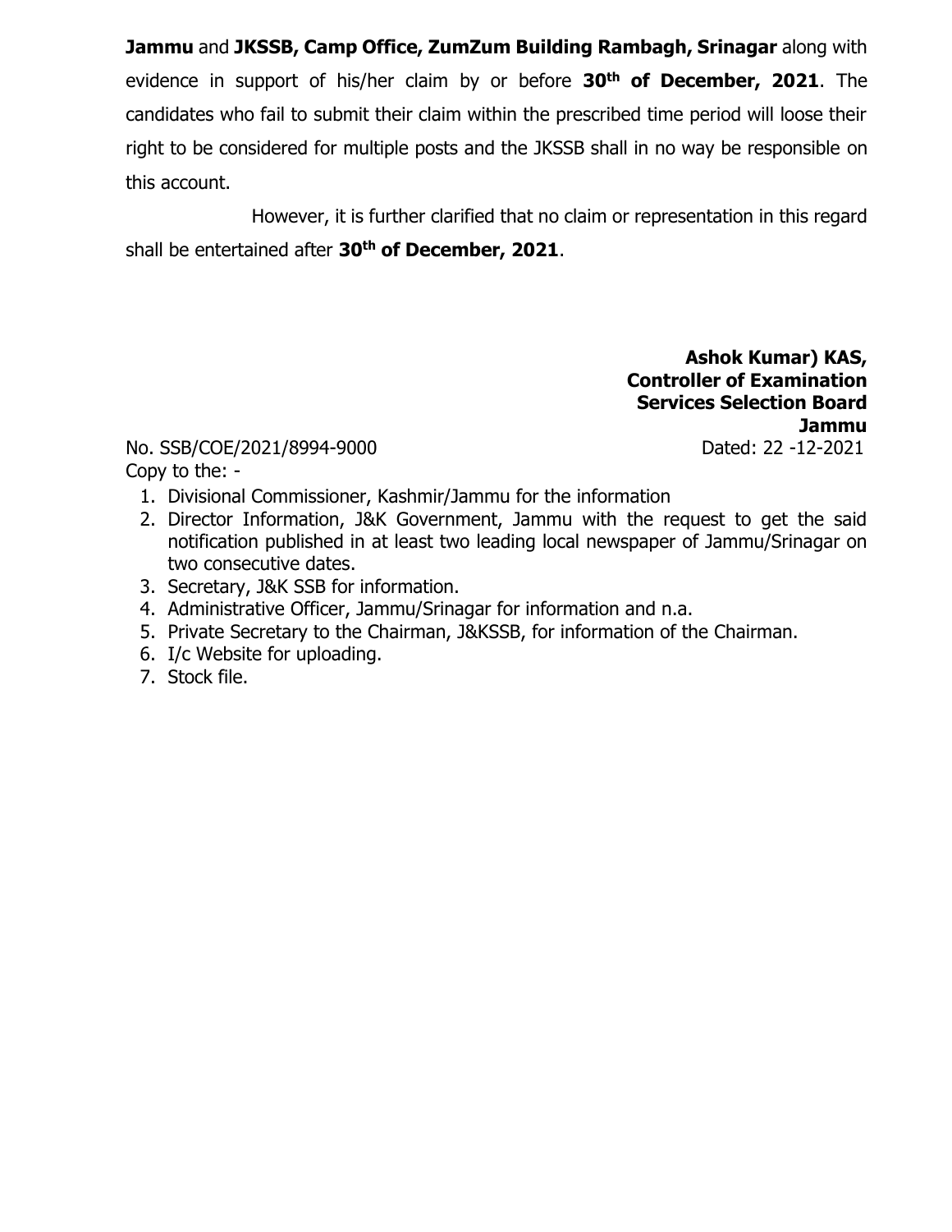**Jammu** and **JKSSB, Camp Office, ZumZum Building Rambagh, Srinagar** along with evidence in support of his/her claim by or before **30th of December, 2021**. The candidates who fail to submit their claim within the prescribed time period will loose their right to be considered for multiple posts and the JKSSB shall in no way be responsible on this account.

However, it is further clarified that no claim or representation in this regard shall be entertained after **30th of December, 2021**.

**Ashok Kumar) KAS,**
**Controller of Examination**
**Services Selection Board**
**Jammu**

No. SSB/COE/2021/8994-9000 Dated: 22 -12-2021

Copy to the: -

1. Divisional Commissioner, Kashmir/Jammu for the information
2. Director Information, J&K Government, Jammu with the request to get the said notification published in at least two leading local newspaper of Jammu/Srinagar on two consecutive dates.
3. Secretary, J&K SSB for information.
4. Administrative Officer, Jammu/Srinagar for information and n.a.
5. Private Secretary to the Chairman, J&KSSB, for information of the Chairman.
6. I/c Website for uploading.
7. Stock file.